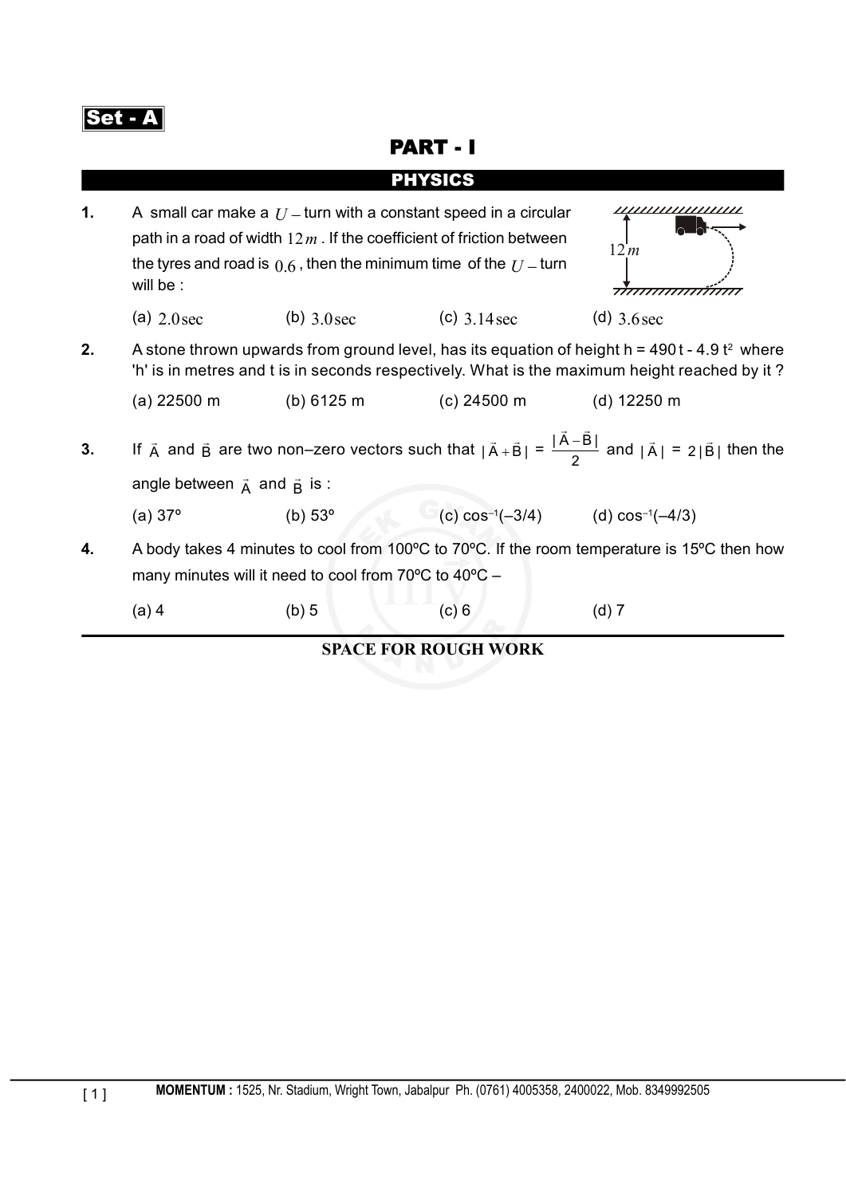**Set - A**

# PART - I

## PHYSICS

**1.** A small car make a $U-$turn with a constant speed in a circular path in a road of width $12\,m$. If the coefficient of friction between the tyres and road is $0.6$, then the minimum time of the $U-$turn will be :

(a) $2.0\,\text{sec}$  (b) $3.0\,\text{sec}$  (c) $3.14\,\text{sec}$  (d) $3.6\,\text{sec}$

**2.** A stone thrown upwards from ground level, has its equation of height h = 490 t - 4.9 $t^2$ where 'h' is in metres and t is in seconds respectively. What is the maximum height reached by it ?

(a) 22500 m  (b) 6125 m  (c) 24500 m  (d) 12250 m

**3.** If $\vec{A}$ and $\vec{B}$ are two non–zero vectors such that $|\vec{A}+\vec{B}| = \dfrac{|\vec{A}-\vec{B}|}{2}$ and $|\vec{A}| = 2|\vec{B}|$ then the angle between $\vec{A}$ and $\vec{B}$ is :

(a) 37º  (b) 53º  (c) $\cos^{-1}(-3/4)$  (d) $\cos^{-1}(-4/3)$

**4.** A body takes 4 minutes to cool from 100ºC to 70ºC. If the room temperature is 15ºC then how many minutes will it need to cool from 70ºC to 40ºC –

(a) 4  (b) 5  (c) 6  (d) 7

**SPACE FOR ROUGH WORK**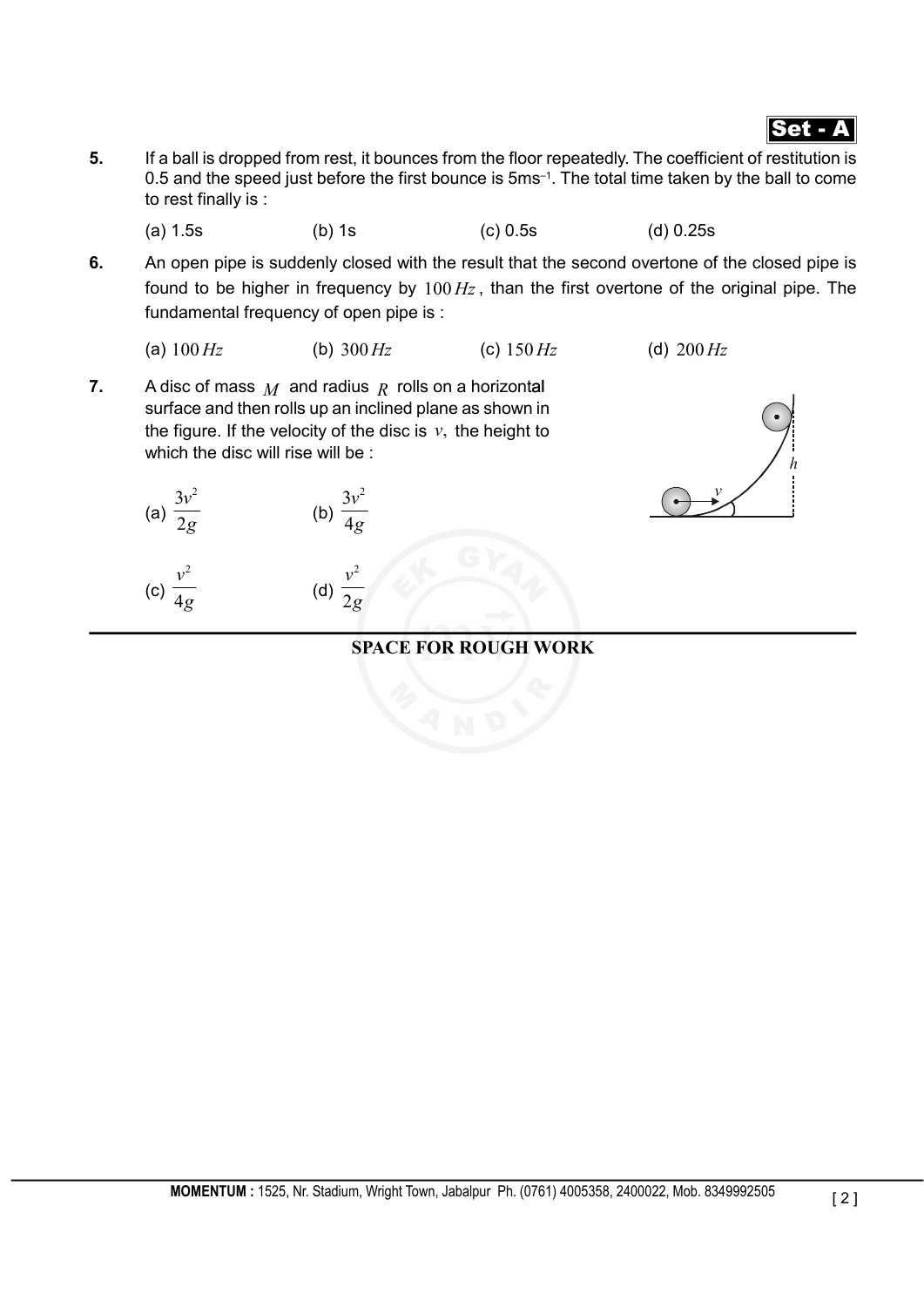**Set - A**

**5.** If a ball is dropped from rest, it bounces from the floor repeatedly. The coefficient of restitution is 0.5 and the speed just before the first bounce is $5 ms^{-1}$. The total time taken by the ball to come to rest finally is :

(a) 1.5s (b) 1s (c) 0.5s (d) 0.25s

**6.** An open pipe is suddenly closed with the result that the second overtone of the closed pipe is found to be higher in frequency by $100\,Hz$, than the first overtone of the original pipe. The fundamental frequency of open pipe is :

(a) $100\,Hz$ (b) $300\,Hz$ (c) $150\,Hz$ (d) $200\,Hz$

**7.** A disc of mass $M$ and radius $R$ rolls on a horizontal surface and then rolls up an inclined plane as shown in the figure. If the velocity of the disc is $v$, the height to which the disc will rise will be :

(a) $\frac{3v^2}{2g}$ (b) $\frac{3v^2}{4g}$

(c) $\frac{v^2}{4g}$ (d) $\frac{v^2}{2g}$

**SPACE FOR ROUGH WORK**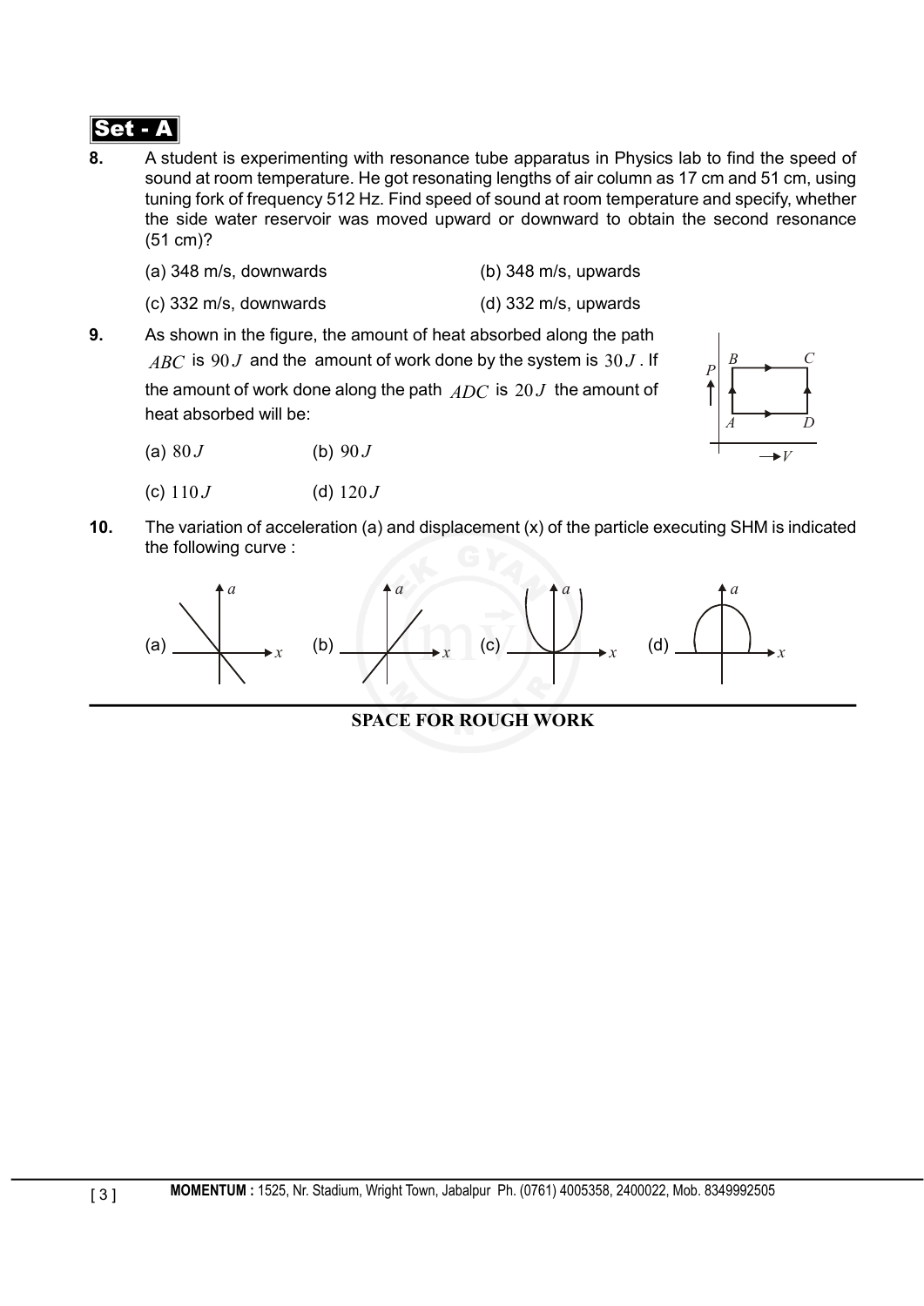**Set - A**

**8.** A student is experimenting with resonance tube apparatus in Physics lab to find the speed of sound at room temperature. He got resonating lengths of air column as 17 cm and 51 cm, using tuning fork of frequency 512 Hz. Find speed of sound at room temperature and specify, whether the side water reservoir was moved upward or downward to obtain the second resonance (51 cm)?

(a) 348 m/s, downwards  (b) 348 m/s, upwards

(c) 332 m/s, downwards  (d) 332 m/s, upwards

**9.** As shown in the figure, the amount of heat absorbed along the path $ABC$ is $90\,J$ and the amount of work done by the system is $30\,J$. If the amount of work done along the path $ADC$ is $20\,J$ the amount of heat absorbed will be:

(a) $80\,J$  (b) $90\,J$

(c) $110\,J$  (d) $120\,J$

**10.** The variation of acceleration (a) and displacement (x) of the particle executing SHM is indicated the following curve :

(a)  (b)  (c)  (d)

**SPACE FOR ROUGH WORK**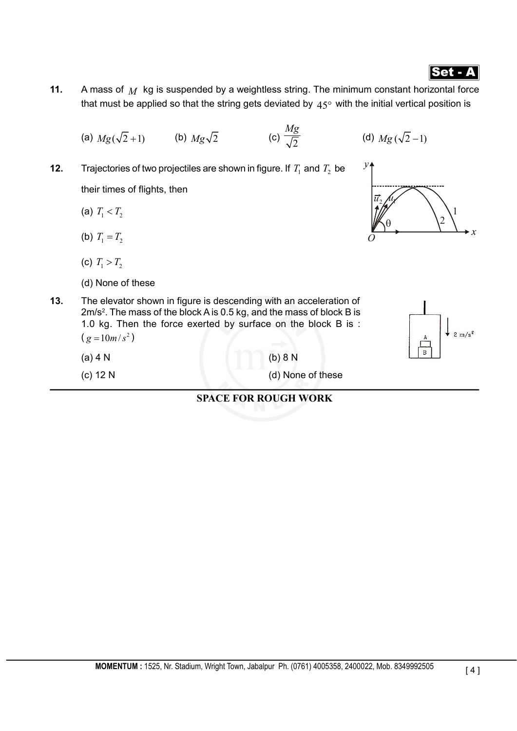**Set - A**

**11.** A mass of $M$ kg is suspended by a weightless string. The minimum constant horizontal force that must be applied so that the string gets deviated by $45^\circ$ with the initial vertical position is

(a) $Mg(\sqrt{2}+1)$ (b) $Mg\sqrt{2}$ (c) $\frac{Mg}{\sqrt{2}}$ (d) $Mg(\sqrt{2}-1)$

**12.** Trajectories of two projectiles are shown in figure. If $T_1$ and $T_2$ be their times of flights, then

(a) $T_1 < T_2$

(b) $T_1 = T_2$

(c) $T_1 > T_2$

(d) None of these

**13.** The elevator shown in figure is descending with an acceleration of 2m/s². The mass of the block A is 0.5 kg, and the mass of block B is 1.0 kg. Then the force exerted by surface on the block B is : ($g = 10 m/s^2$)

(a) 4 N (b) 8 N

(c) 12 N (d) None of these

**SPACE FOR ROUGH WORK**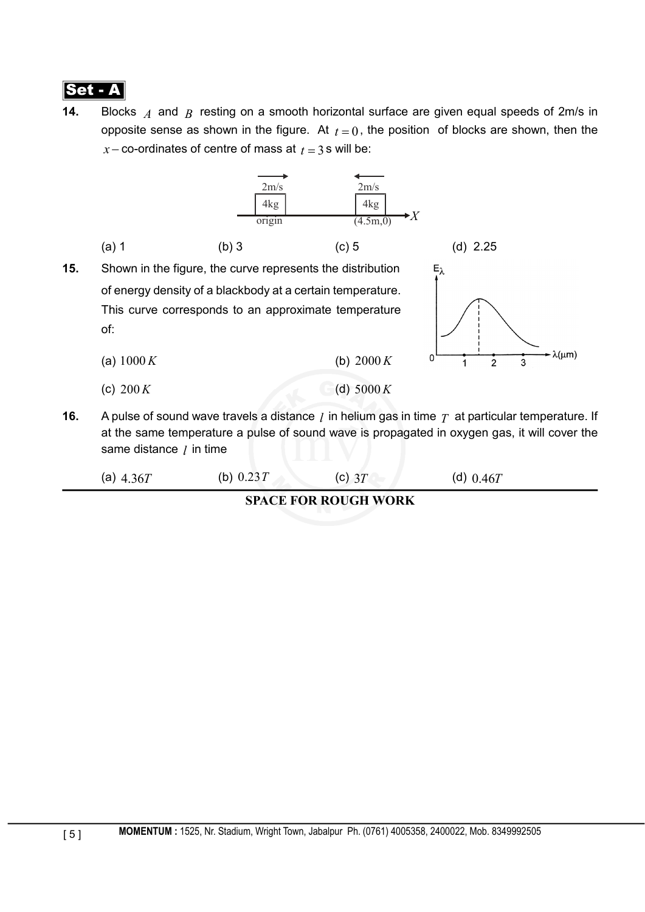**Set - A**

**14.** Blocks $A$ and $B$ resting on a smooth horizontal surface are given equal speeds of 2m/s in opposite sense as shown in the figure. At $t = 0$, the position of blocks are shown, then the $x-$co-ordinates of centre of mass at $t = 3$ s will be:

(a) 1 (b) 3 (c) 5 (d) 2.25

**15.** Shown in the figure, the curve represents the distribution of energy density of a blackbody at a certain temperature. This curve corresponds to an approximate temperature of:

(a) $1000\,K$ (b) $2000\,K$

(c) $200\,K$ (d) $5000\,K$

**16.** A pulse of sound wave travels a distance $l$ in helium gas in time $T$ at particular temperature. If at the same temperature a pulse of sound wave is propagated in oxygen gas, it will cover the same distance $l$ in time

(a) $4.36T$ (b) $0.23T$ (c) $3T$ (d) $0.46T$

**SPACE FOR ROUGH WORK**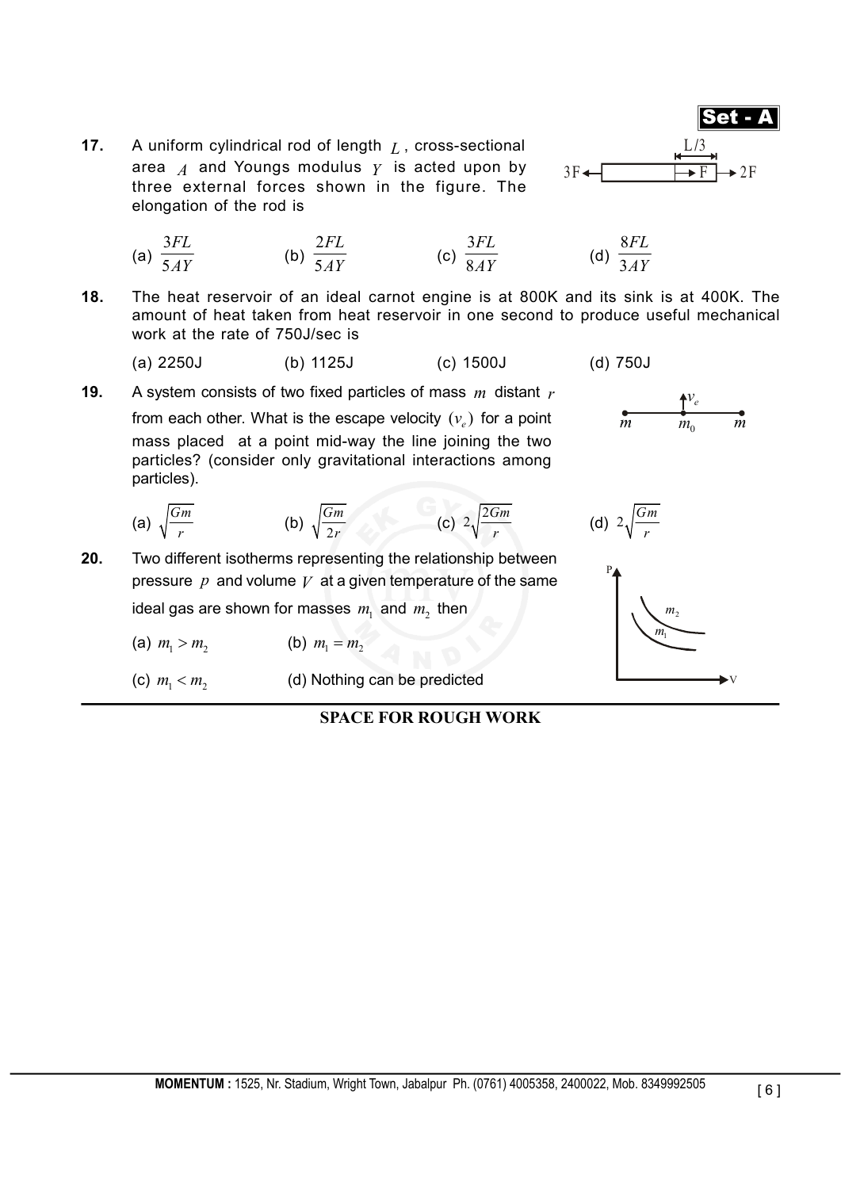**17.** A uniform cylindrical rod of length $L$, cross-sectional area $A$ and Youngs modulus $Y$ is acted upon by three external forces shown in the figure. The elongation of the rod is

(a) $\frac{3FL}{5AY}$ (b) $\frac{2FL}{5AY}$ (c) $\frac{3FL}{8AY}$ (d) $\frac{8FL}{3AY}$

**18.** The heat reservoir of an ideal carnot engine is at 800K and its sink is at 400K. The amount of heat taken from heat reservoir in one second to produce useful mechanical work at the rate of 750J/sec is

(a) 2250J (b) 1125J (c) 1500J (d) 750J

**19.** A system consists of two fixed particles of mass $m$ distant $r$ from each other. What is the escape velocity $(v_e)$ for a point mass placed at a point mid-way the line joining the two particles? (consider only gravitational interactions among particles).

(a) $\sqrt{\frac{Gm}{r}}$ (b) $\sqrt{\frac{Gm}{2r}}$ (c) $2\sqrt{\frac{2Gm}{r}}$ (d) $2\sqrt{\frac{Gm}{r}}$

**20.** Two different isotherms representing the relationship between pressure $p$ and volume $V$ at a given temperature of the same ideal gas are shown for masses $m_1$ and $m_2$ then

(a) $m_1 > m_2$ (b) $m_1 = m_2$

(c) $m_1 < m_2$ (d) Nothing can be predicted

**SPACE FOR ROUGH WORK**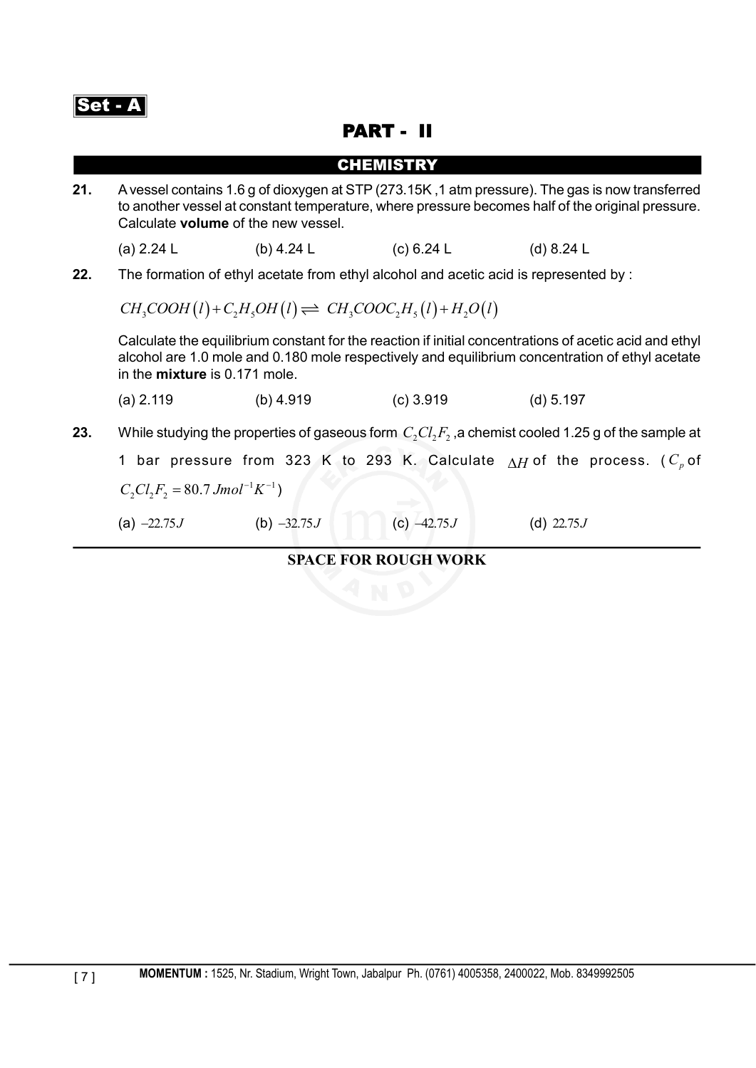**Set - A**

# PART - II

## CHEMISTRY

**21.** A vessel contains 1.6 g of dioxygen at STP (273.15K ,1 atm pressure). The gas is now transferred to another vessel at constant temperature, where pressure becomes half of the original pressure. Calculate **volume** of the new vessel.

(a) 2.24 L (b) 4.24 L (c) 6.24 L (d) 8.24 L

**22.** The formation of ethyl acetate from ethyl alcohol and acetic acid is represented by :

$$CH_3COOH(l) + C_2H_5OH(l) \rightleftharpoons CH_3COOC_2H_5(l) + H_2O(l)$$

Calculate the equilibrium constant for the reaction if initial concentrations of acetic acid and ethyl alcohol are 1.0 mole and 0.180 mole respectively and equilibrium concentration of ethyl acetate in the **mixture** is 0.171 mole.

(a) 2.119 (b) 4.919 (c) 3.919 (d) 5.197

**23.** While studying the properties of gaseous form $C_2Cl_2F_2$ ,a chemist cooled 1.25 g of the sample at 1 bar pressure from 323 K to 293 K. Calculate $\Delta H$ of the process. ($C_p$ of $C_2Cl_2F_2 = 80.7\ Jmol^{-1}K^{-1}$)

(a) $-22.75J$ (b) $-32.75J$ (c) $-42.75J$ (d) $22.75J$

**SPACE FOR ROUGH WORK**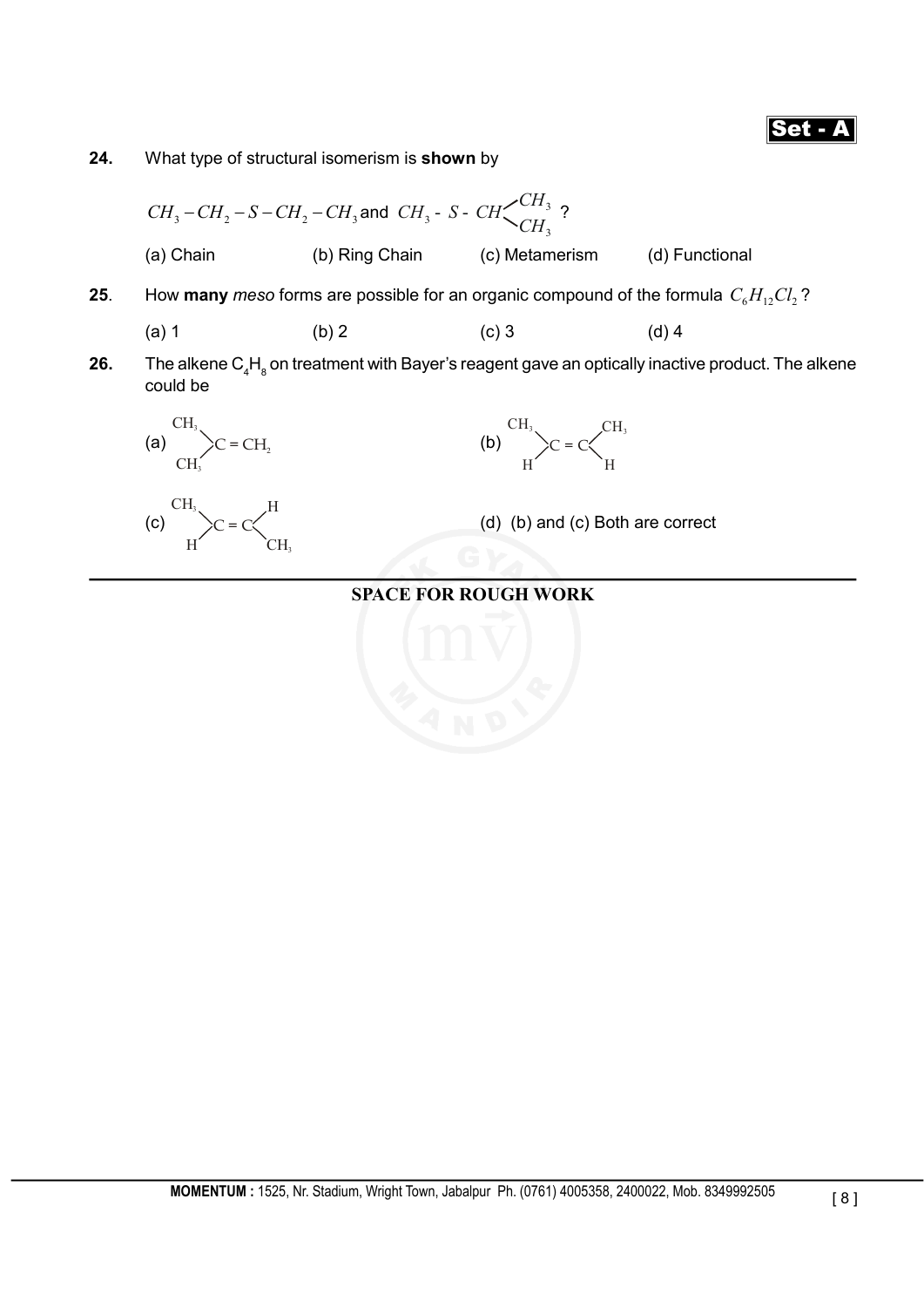**24.** What type of structural isomerism is **shown** by

$CH_3 - CH_2 - S - CH_2 - CH_3$ and $CH_3$ - $S$ - $CH\begin{matrix} \diagup CH_3 \\ \diagdown CH_3 \end{matrix}$ ?

(a) Chain (b) Ring Chain (c) Metamerism (d) Functional

**25**. How **many** *meso* forms are possible for an organic compound of the formula $C_6H_{12}Cl_2$ ?

(a) 1 (b) 2 (c) 3 (d) 4

**26.** The alkene $C_4H_8$ on treatment with Bayer's reagent gave an optically inactive product. The alkene could be

(a) $(CH_3)_2C = CH_2$

(b) $\begin{matrix} CH_3 \\ H \end{matrix} \rangle C = C \langle \begin{matrix} CH_3 \\ H \end{matrix}$

(c) $\begin{matrix} CH_3 \\ H \end{matrix} \rangle C = C \langle \begin{matrix} H \\ CH_3 \end{matrix}$

(d) (b) and (c) Both are correct

**SPACE FOR ROUGH WORK**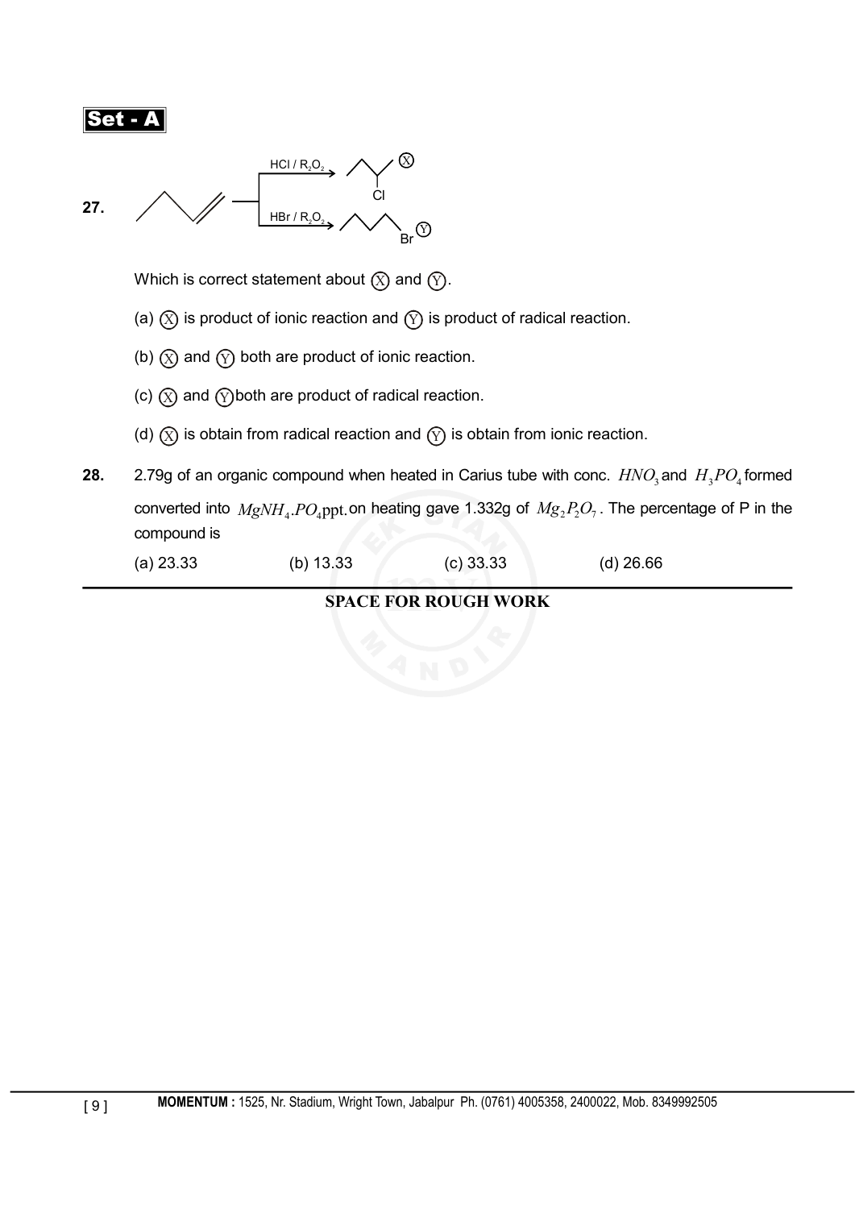**Set - A**

**27.** [Reaction scheme: but-1-ene (skeletal structure) treated with $HCl / R_2O_2$ gives 2-chlorobutane (X); treated with $HBr / R_2O_2$ gives 1-bromobutane (Y)]

Which is correct statement about (X) and (Y).

(a) (X) is product of ionic reaction and (Y) is product of radical reaction.

(b) (X) and (Y) both are product of ionic reaction.

(c) (X) and (Y) both are product of radical reaction.

(d) (X) is obtain from radical reaction and (Y) is obtain from ionic reaction.

**28.** 2.79g of an organic compound when heated in Carius tube with conc. $HNO_3$ and $H_3PO_4$ formed converted into $MgNH_4.PO_4$ ppt. on heating gave 1.332g of $Mg_2P_2O_7$. The percentage of P in the compound is

(a) 23.33 (b) 13.33 (c) 33.33 (d) 26.66

**SPACE FOR ROUGH WORK**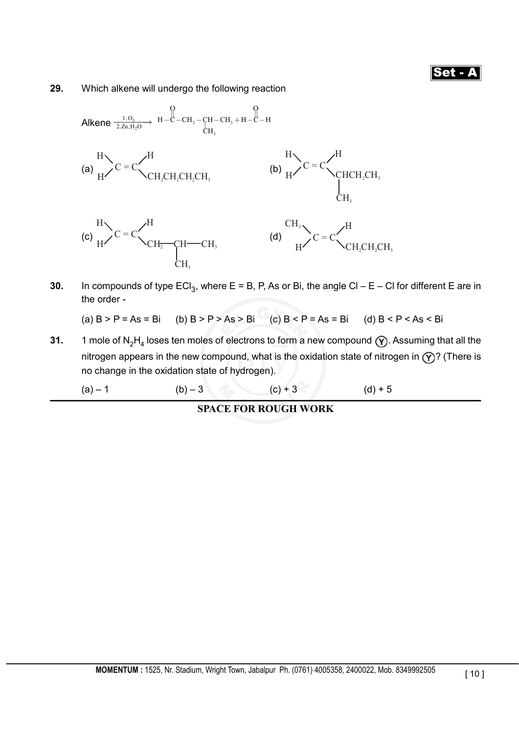**29.** Which alkene will undergo the following reaction

Alkene $\xrightarrow[2.\,Zn,H_2O]{1.\,O_3}$ $H-\overset{O}{\overset{\|}{C}}-CH_2-\underset{CH_3}{\underset{|}{CH}}-CH_3 + H-\overset{O}{\overset{\|}{C}}-H$

(a) $(H)_2C=C(H)CH_2CH_2CH_2CH_3$

(b) $(H)_2C=C(H)\underset{CH_3}{\underset{|}{CH}}CH_2CH_3$

(c) $(H)_2C=C(H)CH_2-\underset{CH_3}{\underset{|}{CH}}-CH_3$

(d) $(CH_3)(H)C=C(H)CH_2CH_2CH_3$

**30.** In compounds of type $ECl_3$, where E = B, P, As or Bi, the angle Cl – E – Cl for different E are in the order -

(a) B > P = As = Bi (b) B > P > As > Bi (c) B < P = As = Bi (d) B < P < As < Bi

**31.** 1 mole of $N_2H_4$ loses ten moles of electrons to form a new compound (Y). Assuming that all the nitrogen appears in the new compound, what is the oxidation state of nitrogen in (Y)? (There is no change in the oxidation state of hydrogen).

(a) – 1 (b) – 3 (c) + 3 (d) + 5

**SPACE FOR ROUGH WORK**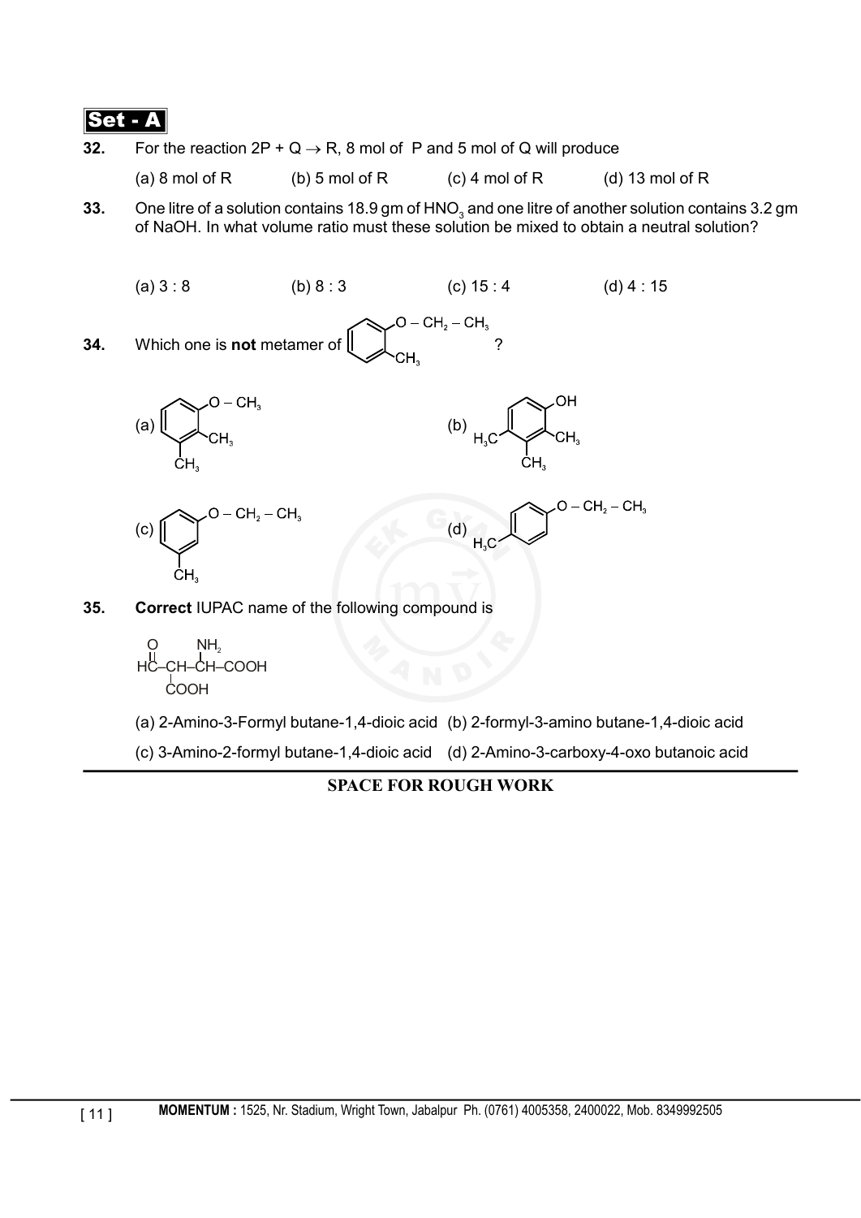**Set - A**

**32.** For the reaction $2P + Q \rightarrow R$, 8 mol of P and 5 mol of Q will produce

(a) 8 mol of R (b) 5 mol of R (c) 4 mol of R (d) 13 mol of R

**33.** One litre of a solution contains 18.9 gm of $HNO_3$ and one litre of another solution contains 3.2 gm of NaOH. In what volume ratio must these solution be mixed to obtain a neutral solution?

(a) 3 : 8 (b) 8 : 3 (c) 15 : 4 (d) 4 : 15

**34.** Which one is **not** metamer of (benzene ring with $O - CH_2 - CH_3$ and ortho $CH_3$) ?

(a) (benzene ring with $O - CH_3$, $CH_3$, $CH_3$)

(b) (benzene ring with $OH$, $CH_3$, $CH_3$, $H_3C$)

(c) (benzene ring with $O - CH_2 - CH_3$ and meta $CH_3$)

(d) (benzene ring with $O - CH_2 - CH_3$ and para $H_3C$)

**35.** **Correct** IUPAC name of the following compound is

$$\underset{\displaystyle \text{HC}}{\overset{\displaystyle \text{O}}{\|}}-\underset{\displaystyle \text{COOH}}{\underset{|}{\text{CH}}}-\overset{\displaystyle \text{NH}_2}{\overset{|}{\text{CH}}}-\text{COOH}$$

(a) 2-Amino-3-Formyl butane-1,4-dioic acid (b) 2-formyl-3-amino butane-1,4-dioic acid

(c) 3-Amino-2-formyl butane-1,4-dioic acid (d) 2-Amino-3-carboxy-4-oxo butanoic acid

**SPACE FOR ROUGH WORK**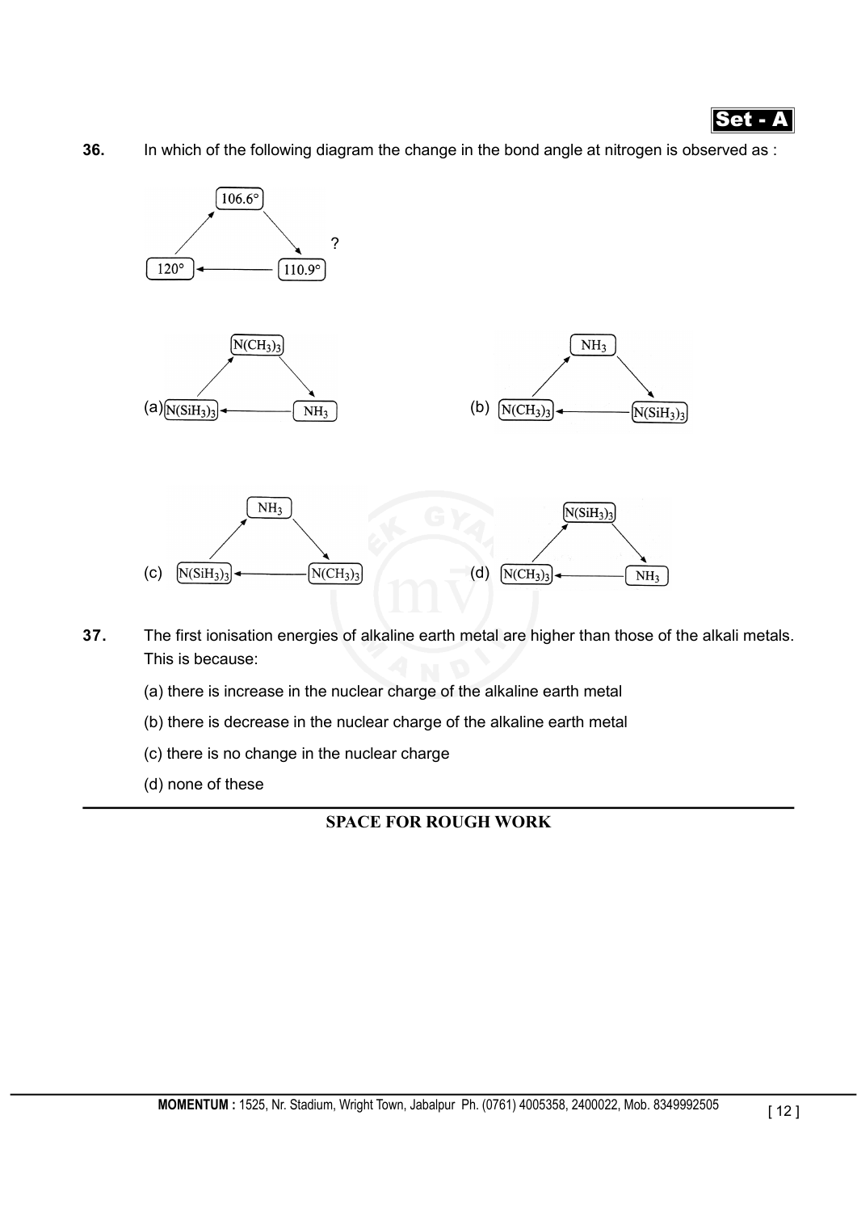**36.** In which of the following diagram the change in the bond angle at nitrogen is observed as :

106.6° → 110.9° → 120° → 106.6° ?

(a) $N(CH_3)_3$ → $NH_3$ → $N(SiH_3)_3$ → $N(CH_3)_3$

(b) $NH_3$ → $N(SiH_3)_3$ → $N(CH_3)_3$ → $NH_3$

(c) $NH_3$ → $N(CH_3)_3$ → $N(SiH_3)_3$ → $NH_3$

(d) $N(SiH_3)_3$ → $NH_3$ → $N(CH_3)_3$ → $N(SiH_3)_3$

**37.** The first ionisation energies of alkaline earth metal are higher than those of the alkali metals. This is because:

(a) there is increase in the nuclear charge of the alkaline earth metal

(b) there is decrease in the nuclear charge of the alkaline earth metal

(c) there is no change in the nuclear charge

(d) none of these

**SPACE FOR ROUGH WORK**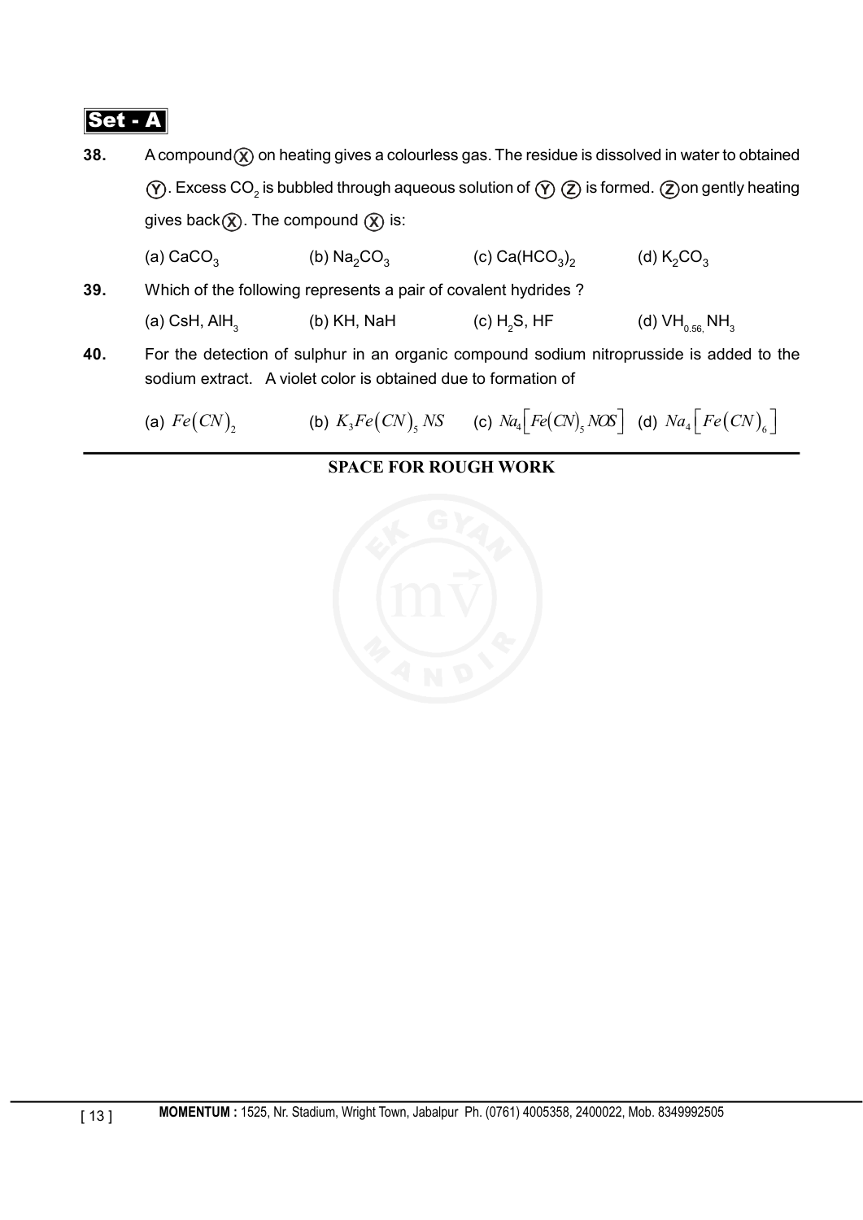**Set - A**

**38.** A compound (X) on heating gives a colourless gas. The residue is dissolved in water to obtained (Y). Excess $CO_2$ is bubbled through aqueous solution of (Y) (Z) is formed. (Z) on gently heating gives back (X). The compound (X) is:

(a) $CaCO_3$ (b) $Na_2CO_3$ (c) $Ca(HCO_3)_2$ (d) $K_2CO_3$

**39.** Which of the following represents a pair of covalent hydrides ?

(a) CsH, $AlH_3$ (b) KH, NaH (c) $H_2S$, HF (d) $VH_{0.56}$, $NH_3$

**40.** For the detection of sulphur in an organic compound sodium nitroprusside is added to the sodium extract. A violet color is obtained due to formation of

(a) $Fe(CN)_2$ (b) $K_3Fe(CN)_5NS$ (c) $Na_4[Fe(CN)_5NOS]$ (d) $Na_4[Fe(CN)_6]$

**SPACE FOR ROUGH WORK**

**MOMENTUM :** 1525, Nr. Stadium, Wright Town, Jabalpur Ph. (0761) 4005358, 2400022, Mob. 8349992505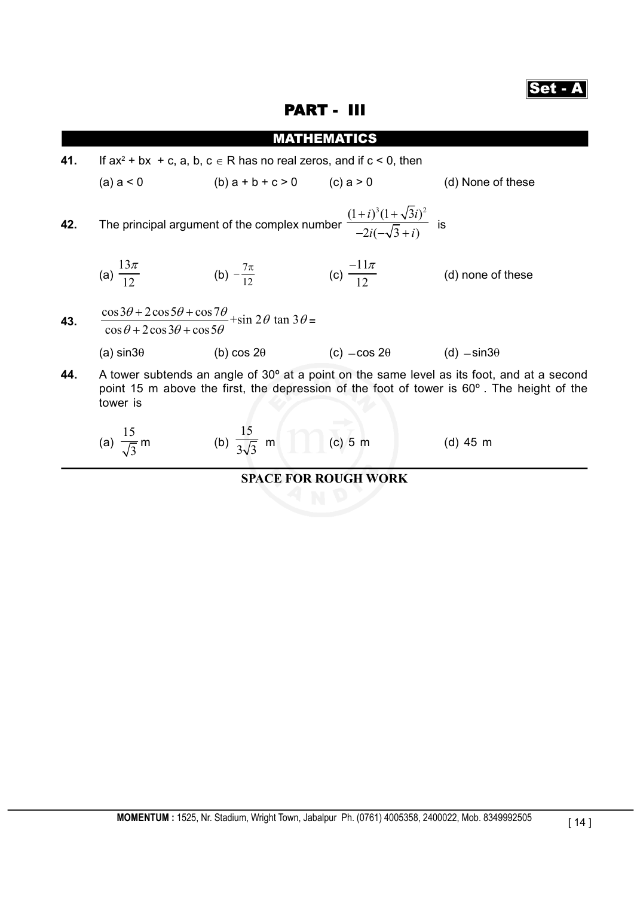Set - A

# PART - III

## MATHEMATICS

**41.** If $ax^2 + bx + c$, $a, b, c \in R$ has no real zeros, and if $c < 0$, then

(a) $a < 0$ (b) $a + b + c > 0$ (c) $a > 0$ (d) None of these

**42.** The principal argument of the complex number $\dfrac{(1+i)^3(1+\sqrt{3}i)^2}{-2i(-\sqrt{3}+i)}$ is

(a) $\dfrac{13\pi}{12}$ (b) $-\dfrac{7\pi}{12}$ (c) $\dfrac{-11\pi}{12}$ (d) none of these

**43.** $\dfrac{\cos 3\theta + 2\cos 5\theta + \cos 7\theta}{\cos\theta + 2\cos 3\theta + \cos 5\theta} + \sin 2\theta \tan 3\theta =$

(a) $\sin 3\theta$ (b) $\cos 2\theta$ (c) $-\cos 2\theta$ (d) $-\sin 3\theta$

**44.** A tower subtends an angle of 30º at a point on the same level as its foot, and at a second point 15 m above the first, the depression of the foot of tower is 60º . The height of the tower is

(a) $\dfrac{15}{\sqrt{3}}$ m (b) $\dfrac{15}{3\sqrt{3}}$ m (c) 5 m (d) 45 m

**SPACE FOR ROUGH WORK**

**MOMENTUM :** 1525, Nr. Stadium, Wright Town, Jabalpur Ph. (0761) 4005358, 2400022, Mob. 8349992505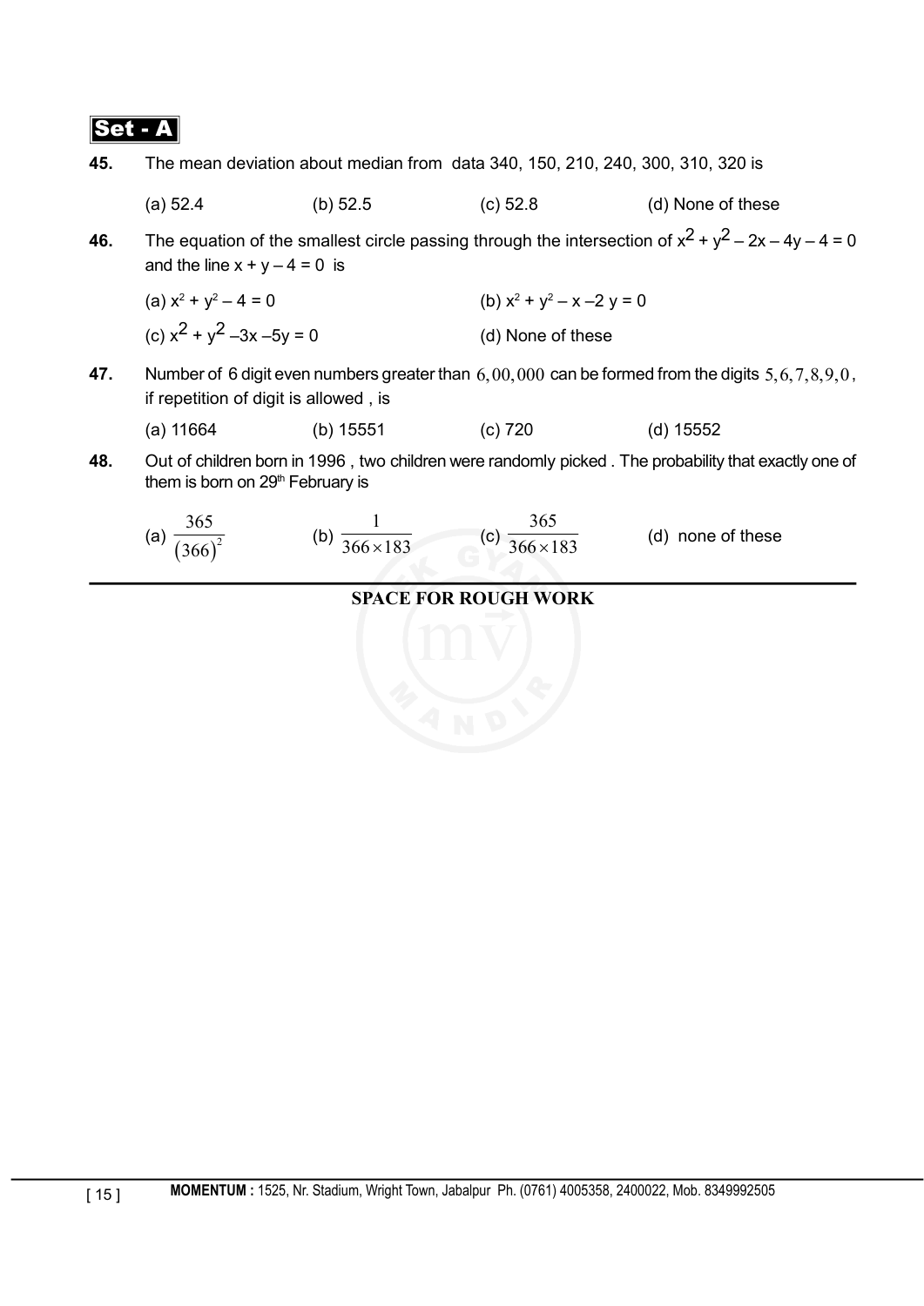**Set - A**

**45.** The mean deviation about median from data 340, 150, 210, 240, 300, 310, 320 is

(a) 52.4 (b) 52.5 (c) 52.8 (d) None of these

**46.** The equation of the smallest circle passing through the intersection of $x^2 + y^2 - 2x - 4y - 4 = 0$ and the line $x + y - 4 = 0$ is

(a) $x^2 + y^2 - 4 = 0$

(b) $x^2 + y^2 - x - 2y = 0$

(c) $x^2 + y^2 - 3x - 5y = 0$

(d) None of these

**47.** Number of 6 digit even numbers greater than $6,00,000$ can be formed from the digits $5, 6, 7, 8, 9, 0$, if repetition of digit is allowed, is

(a) 11664 (b) 15551 (c) 720 (d) 15552

**48.** Out of children born in 1996, two children were randomly picked. The probability that exactly one of them is born on 29th February is

(a) $\frac{365}{(366)^2}$ (b) $\frac{1}{366 \times 183}$ (c) $\frac{365}{366 \times 183}$ (d) none of these

**SPACE FOR ROUGH WORK**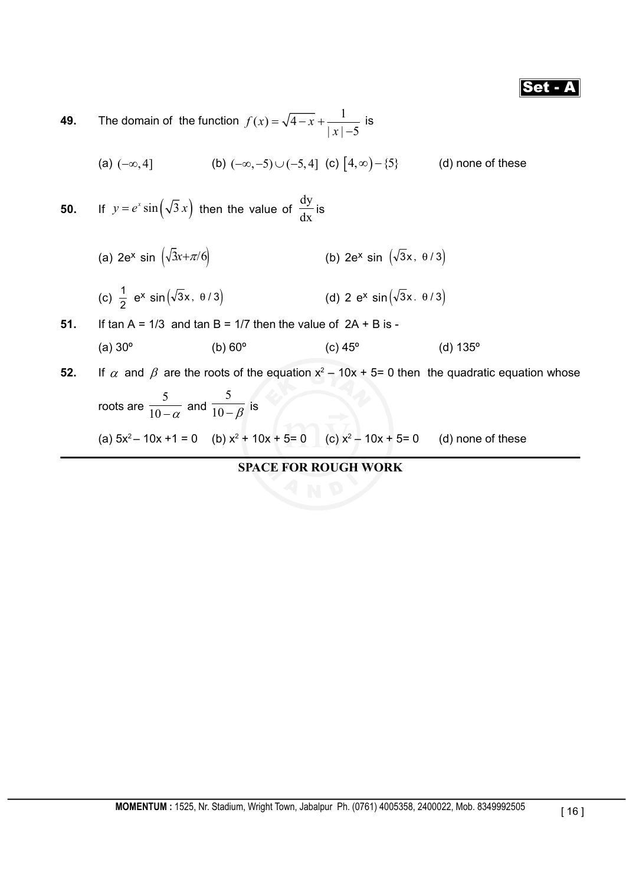**49.** The domain of the function $f(x) = \sqrt{4-x} + \frac{1}{|x|-5}$ is

(a) $(-\infty, 4]$ (b) $(-\infty, -5) \cup (-5, 4]$ (c) $[4, \infty) - \{5\}$ (d) none of these

**50.** If $y = e^x \sin\left(\sqrt{3}\, x\right)$ then the value of $\frac{dy}{dx}$ is

(a) $2e^x \sin\left(\sqrt{3}x + \pi/6\right)$ (b) $2e^x \sin\left(\sqrt{3}x,\ \theta/3\right)$

(c) $\frac{1}{2}\ e^x \sin\left(\sqrt{3}x,\ \theta/3\right)$ (d) $2\ e^x \sin\left(\sqrt{3}x.\ \theta/3\right)$

**51.** If tan A = 1/3 and tan B = 1/7 then the value of 2A + B is -

(a) 30º (b) 60º (c) 45º (d) 135º

**52.** If $\alpha$ and $\beta$ are the roots of the equation $x^2 - 10x + 5 = 0$ then the quadratic equation whose roots are $\frac{5}{10-\alpha}$ and $\frac{5}{10-\beta}$ is

(a) $5x^2 - 10x + 1 = 0$ (b) $x^2 + 10x + 5 = 0$ (c) $x^2 - 10x + 5 = 0$ (d) none of these

**SPACE FOR ROUGH WORK**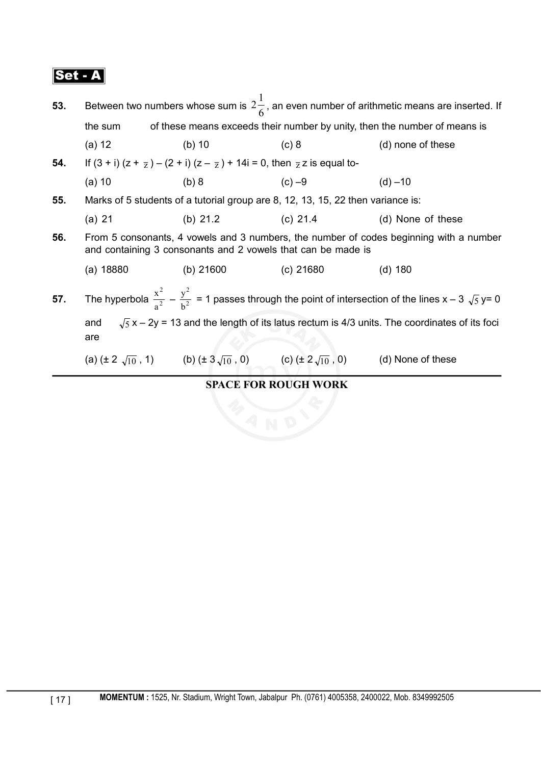**Set - A**

**53.** Between two numbers whose sum is $2\frac{1}{6}$, an even number of arithmetic means are inserted. If the sum of these means exceeds their number by unity, then the number of means is

(a) 12 (b) 10 (c) 8 (d) none of these

**54.** If $(3 + i)(z + \bar{z}) - (2 + i)(z - \bar{z}) + 14i = 0$, then $\bar{z}z$ is equal to-

(a) 10 (b) 8 (c) –9 (d) –10

**55.** Marks of 5 students of a tutorial group are 8, 12, 13, 15, 22 then variance is:

(a) 21 (b) 21.2 (c) 21.4 (d) None of these

**56.** From 5 consonants, 4 vowels and 3 numbers, the number of codes beginning with a number and containing 3 consonants and 2 vowels that can be made is

(a) 18880 (b) 21600 (c) 21680 (d) 180

**57.** The hyperbola $\frac{x^2}{a^2} - \frac{y^2}{b^2} = 1$ passes through the point of intersection of the lines $x - 3\sqrt{5}y = 0$ and $\sqrt{5}x - 2y = 13$ and the length of its latus rectum is 4/3 units. The coordinates of its foci are

(a) $(\pm 2\sqrt{10}, 1)$ (b) $(\pm 3\sqrt{10}, 0)$ (c) $(\pm 2\sqrt{10}, 0)$ (d) None of these

**SPACE FOR ROUGH WORK**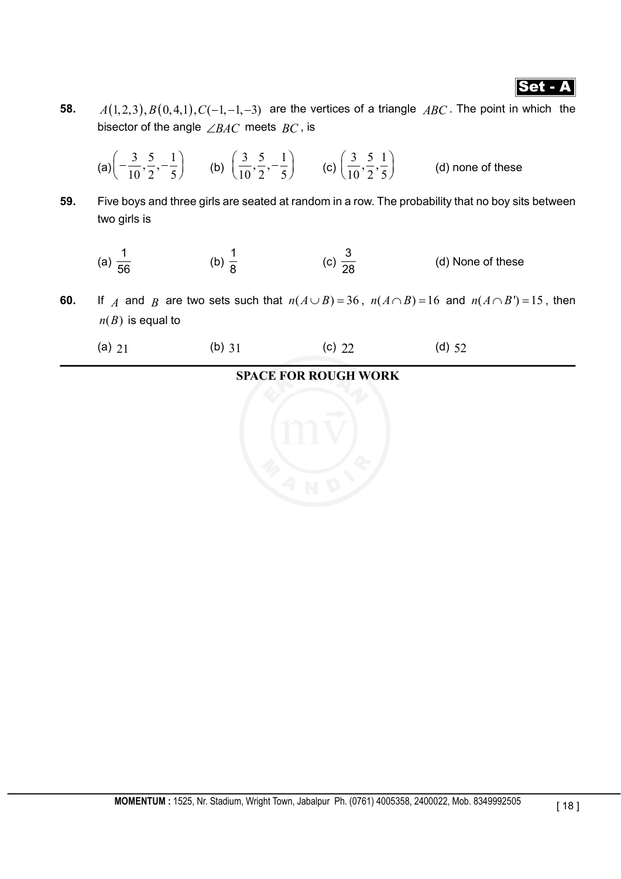**58.** $A(1,2,3), B(0,4,1), C(-1,-1,-3)$ are the vertices of a triangle $ABC$. The point in which the bisector of the angle $\angle BAC$ meets $BC$, is

(a) $\left(-\dfrac{3}{10}, \dfrac{5}{2}, -\dfrac{1}{5}\right)$ (b) $\left(\dfrac{3}{10}, \dfrac{5}{2}, -\dfrac{1}{5}\right)$ (c) $\left(\dfrac{3}{10}, \dfrac{5}{2}, \dfrac{1}{5}\right)$ (d) none of these

**59.** Five boys and three girls are seated at random in a row. The probability that no boy sits between two girls is

(a) $\dfrac{1}{56}$ (b) $\dfrac{1}{8}$ (c) $\dfrac{3}{28}$ (d) None of these

**60.** If $A$ and $B$ are two sets such that $n(A \cup B) = 36$, $n(A \cap B) = 16$ and $n(A \cap B') = 15$, then $n(B)$ is equal to

(a) $21$ (b) $31$ (c) $22$ (d) $52$

**SPACE FOR ROUGH WORK**